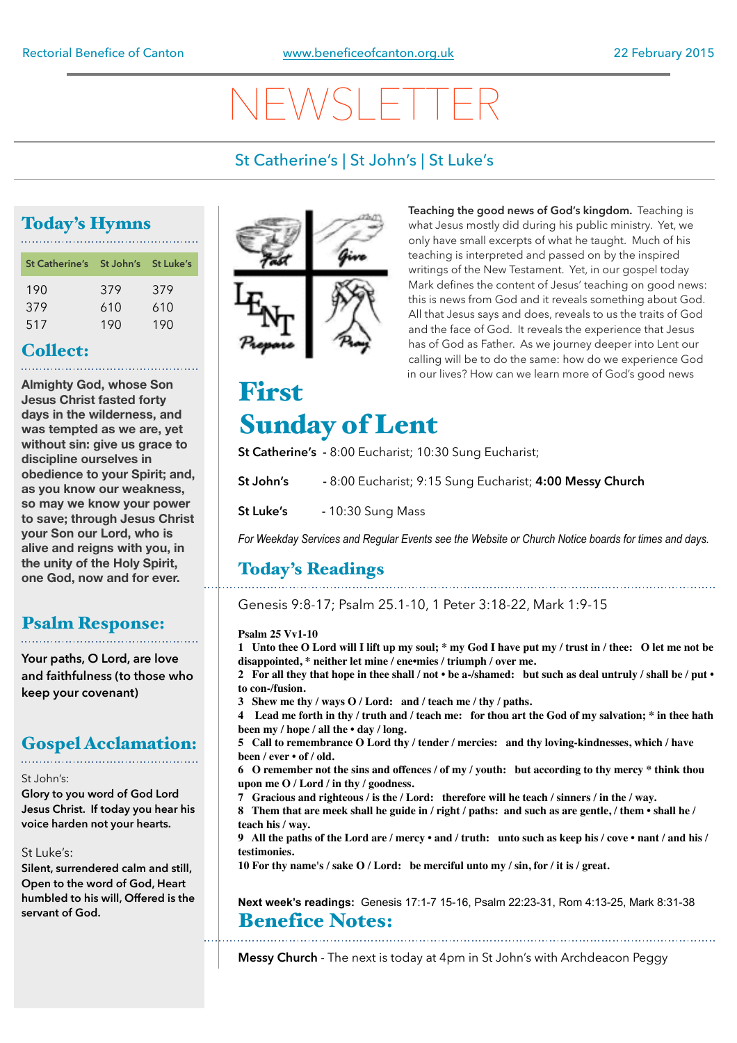Rectorial Benefice of Canton | www.beneficeofcanton.org.uk | 22 February 2015

# NEWSLETTER

St Catherine's | St John's | St Luke's

## Today's Hymns

| St Catherine's | St John's | St Luke's |
|---|---|---|
| 190 | 379 | 379 |
| 379 | 610 | 610 |
| 517 | 190 | 190 |

## Collect:

**Almighty God, whose Son Jesus Christ fasted forty days in the wilderness, and was tempted as we are, yet without sin: give us grace to discipline ourselves in obedience to your Spirit; and, as you know our weakness, so may we know your power to save; through Jesus Christ your Son our Lord, who is alive and reigns with you, in the unity of the Holy Spirit, one God, now and for ever.**

## Psalm Response:

Your paths, O Lord, are love and faithfulness (to those who keep your covenant)

## Gospel Acclamation:

St John's:

Glory to you word of God Lord Jesus Christ. If today you hear his voice harden not your hearts.

St Luke's:

**Silent, surrendered calm and still, Open to the word of God, Heart humbled to his will, Offered is the servant of God.**

**Teaching the good news of God's kingdom.** Teaching is what Jesus mostly did during his public ministry. Yet, we only have small excerpts of what he taught. Much of his teaching is interpreted and passed on by the inspired writings of the New Testament. Yet, in our gospel today Mark defines the content of Jesus' teaching on good news: this is news from God and it reveals something about God. All that Jesus says and does, reveals to us the traits of God and the face of God. It reveals the experience that Jesus has of God as Father. As we journey deeper into Lent our calling will be to do the same: how do we experience God in our lives? How can we learn more of God's good news

# First Sunday of Lent

**St Catherine's** - 8:00 Eucharist; 10:30 Sung Eucharist;

**St John's** - 8:00 Eucharist; 9:15 Sung Eucharist; **4:00 Messy Church**

**St Luke's** - 10:30 Sung Mass

*For Weekday Services and Regular Events see the Website or Church Notice boards for times and days.*

## Today's Readings

Genesis 9:8-17; Psalm 25.1-10, 1 Peter 3:18-22, Mark 1:9-15

**Psalm 25 Vv1-10**

**1 Unto thee O Lord will I lift up my soul; * my God I have put my / trust in / thee: O let me not be disappointed, * neither let mine / ene•mies / triumph / over me.**

**2 For all they that hope in thee shall / not • be a-/shamed: but such as deal untruly / shall be / put • to con-/fusion.**

**3 Shew me thy / ways O / Lord: and / teach me / thy / paths.**

**4 Lead me forth in thy / truth and / teach me: for thou art the God of my salvation; * in thee hath been my / hope / all the • day / long.**

**5 Call to remembrance O Lord thy / tender / mercies: and thy loving-kindnesses, which / have been / ever • of / old.**

**6 O remember not the sins and offences / of my / youth: but according to thy mercy * think thou upon me O / Lord / in thy / goodness.**

**7 Gracious and righteous / is the / Lord: therefore will he teach / sinners / in the / way.**

**8 Them that are meek shall he guide in / right / paths: and such as are gentle, / them • shall he / teach his / way.**

**9 All the paths of the Lord are / mercy • and / truth: unto such as keep his / cove • nant / and his / testimonies.**

**10 For thy name's / sake O / Lord: be merciful unto my / sin, for / it is / great.**

**Next week's readings:** Genesis 17:1-7 15-16, Psalm 22:23-31, Rom 4:13-25, Mark 8:31-38

## Benefice Notes:

**Messy Church** - The next is today at 4pm in St John's with Archdeacon Peggy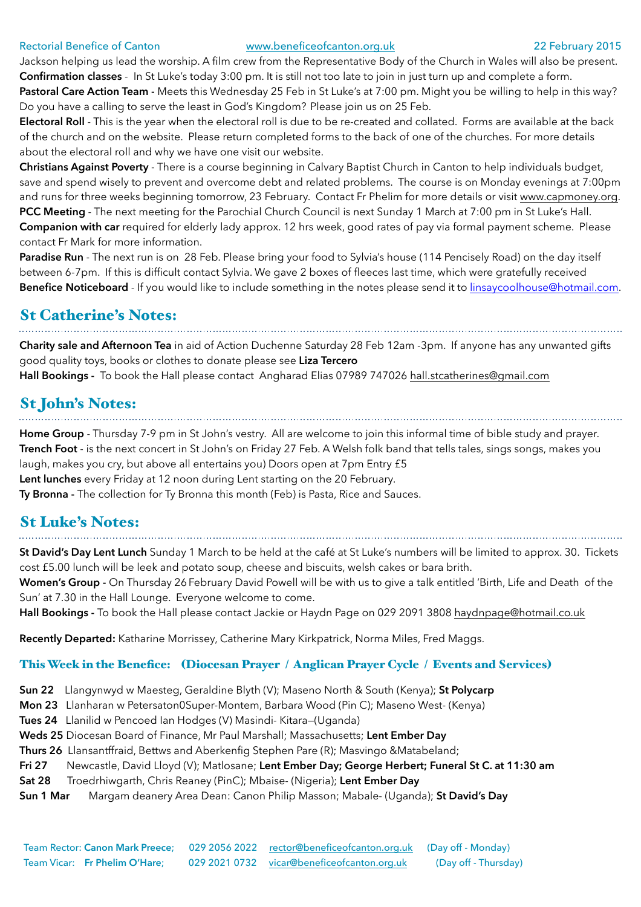Jackson helping us lead the worship. A film crew from the Representative Body of the Church in Wales will also be present.
**Confirmation classes** - In St Luke's today 3:00 pm. It is still not too late to join in just turn up and complete a form.
**Pastoral Care Action Team -** Meets this Wednesday 25 Feb in St Luke's at 7:00 pm. Might you be willing to help in this way? Do you have a calling to serve the least in God's Kingdom? Please join us on 25 Feb.
**Electoral Roll** - This is the year when the electoral roll is due to be re-created and collated. Forms are available at the back of the church and on the website. Please return completed forms to the back of one of the churches. For more details about the electoral roll and why we have one visit our website.
**Christians Against Poverty** - There is a course beginning in Calvary Baptist Church in Canton to help individuals budget, save and spend wisely to prevent and overcome debt and related problems. The course is on Monday evenings at 7:00pm and runs for three weeks beginning tomorrow, 23 February. Contact Fr Phelim for more details or visit www.capmoney.org.
**PCC Meeting** - The next meeting for the Parochial Church Council is next Sunday 1 March at 7:00 pm in St Luke's Hall.
**Companion with car** required for elderly lady approx. 12 hrs week, good rates of pay via formal payment scheme. Please contact Fr Mark for more information.
**Paradise Run** - The next run is on 28 Feb. Please bring your food to Sylvia's house (114 Pencisely Road) on the day itself between 6-7pm. If this is difficult contact Sylvia. We gave 2 boxes of fleeces last time, which were gratefully received
**Benefice Noticeboard** - If you would like to include something in the notes please send it to linsaycoolhouse@hotmail.com.

## St Catherine's Notes:

**Charity sale and Afternoon Tea** in aid of Action Duchenne Saturday 28 Feb 12am -3pm. If anyone has any unwanted gifts good quality toys, books or clothes to donate please see **Liza Tercero**
**Hall Bookings -** To book the Hall please contact Angharad Elias 07989 747026 hall.stcatherines@gmail.com

## St John's Notes:

**Home Group** - Thursday 7-9 pm in St John's vestry. All are welcome to join this informal time of bible study and prayer.
**Trench Foot** - is the next concert in St John's on Friday 27 Feb. A Welsh folk band that tells tales, sings songs, makes you laugh, makes you cry, but above all entertains you) Doors open at 7pm Entry £5
**Lent lunches** every Friday at 12 noon during Lent starting on the 20 February.
**Ty Bronna -** The collection for Ty Bronna this month (Feb) is Pasta, Rice and Sauces.

## St Luke's Notes:

**St David's Day Lent Lunch** Sunday 1 March to be held at the café at St Luke's numbers will be limited to approx. 30. Tickets cost £5.00 lunch will be leek and potato soup, cheese and biscuits, welsh cakes or bara brith.
**Women's Group -** On Thursday 26 February David Powell will be with us to give a talk entitled 'Birth, Life and Death of the Sun' at 7.30 in the Hall Lounge. Everyone welcome to come.
**Hall Bookings -** To book the Hall please contact Jackie or Haydn Page on 029 2091 3808 haydnpage@hotmail.co.uk

**Recently Departed:** Katharine Morrissey, Catherine Mary Kirkpatrick, Norma Miles, Fred Maggs.

### This Week in the Benefice: (Diocesan Prayer / Anglican Prayer Cycle / Events and Services)

**Sun 22** Llangynwyd w Maesteg, Geraldine Blyth (V); Maseno North & South (Kenya); **St Polycarp**
**Mon 23** Llanharan w Petersaton0Super-Montem, Barbara Wood (Pin C); Maseno West- (Kenya)
**Tues 24** Llanilid w Pencoed Ian Hodges (V) Masindi- Kitara—(Uganda)
**Weds 25** Diocesan Board of Finance, Mr Paul Marshall; Massachusetts; **Lent Ember Day**
**Thurs 26** Llansantffraid, Bettws and Aberkenfig Stephen Pare (R); Masvingo &Matabeland;
**Fri 27** Newcastle, David Lloyd (V); Matlosane; **Lent Ember Day; George Herbert; Funeral St C. at 11:30 am**
**Sat 28** Troedrhiwgarth, Chris Reaney (PinC); Mbaise- (Nigeria); **Lent Ember Day**
**Sun 1 Mar** Margam deanery Area Dean: Canon Philip Masson; Mabale- (Uganda); **St David's Day**

Team Rector: **Canon Mark Preece;** 029 2056 2022 rector@beneficeofcanton.org.uk (Day off - Monday)
Team Vicar: **Fr Phelim O'Hare;** 029 2021 0732 vicar@beneficeofcanton.org.uk (Day off - Thursday)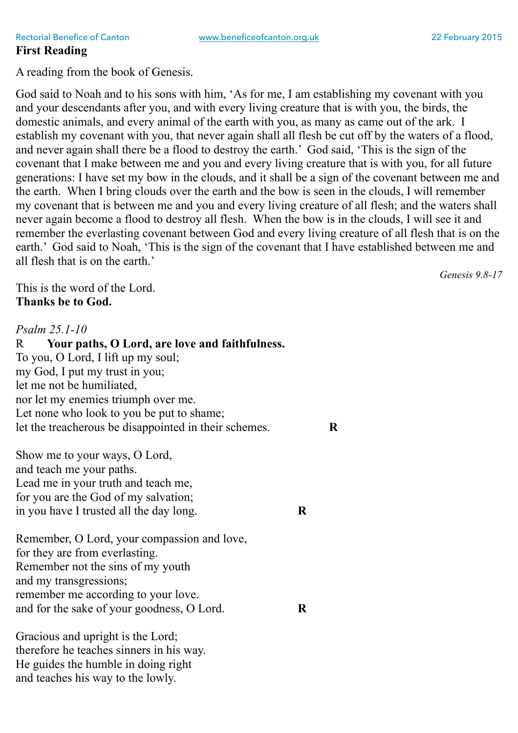## First Reading

A reading from the book of Genesis.

God said to Noah and to his sons with him, 'As for me, I am establishing my covenant with you and your descendants after you, and with every living creature that is with you, the birds, the domestic animals, and every animal of the earth with you, as many as came out of the ark. I establish my covenant with you, that never again shall all flesh be cut off by the waters of a flood, and never again shall there be a flood to destroy the earth.' God said, 'This is the sign of the covenant that I make between me and you and every living creature that is with you, for all future generations: I have set my bow in the clouds, and it shall be a sign of the covenant between me and the earth. When I bring clouds over the earth and the bow is seen in the clouds, I will remember my covenant that is between me and you and every living creature of all flesh; and the waters shall never again become a flood to destroy all flesh. When the bow is in the clouds, I will see it and remember the everlasting covenant between God and every living creature of all flesh that is on the earth.' God said to Noah, 'This is the sign of the covenant that I have established between me and all flesh that is on the earth.'

*Genesis 9.8-17*

This is the word of the Lord.
**Thanks be to God.**

*Psalm 25.1-10*

R **Your paths, O Lord, are love and faithfulness.**

To you, O Lord, I lift up my soul;
my God, I put my trust in you;
let me not be humiliated,
nor let my enemies triumph over me.
Let none who look to you be put to shame;
let the treacherous be disappointed in their schemes. **R**

Show me to your ways, O Lord,
and teach me your paths.
Lead me in your truth and teach me,
for you are the God of my salvation;
in you have I trusted all the day long. **R**

Remember, O Lord, your compassion and love,
for they are from everlasting.
Remember not the sins of my youth
and my transgressions;
remember me according to your love.
and for the sake of your goodness, O Lord. **R**

Gracious and upright is the Lord;
therefore he teaches sinners in his way.
He guides the humble in doing right
and teaches his way to the lowly.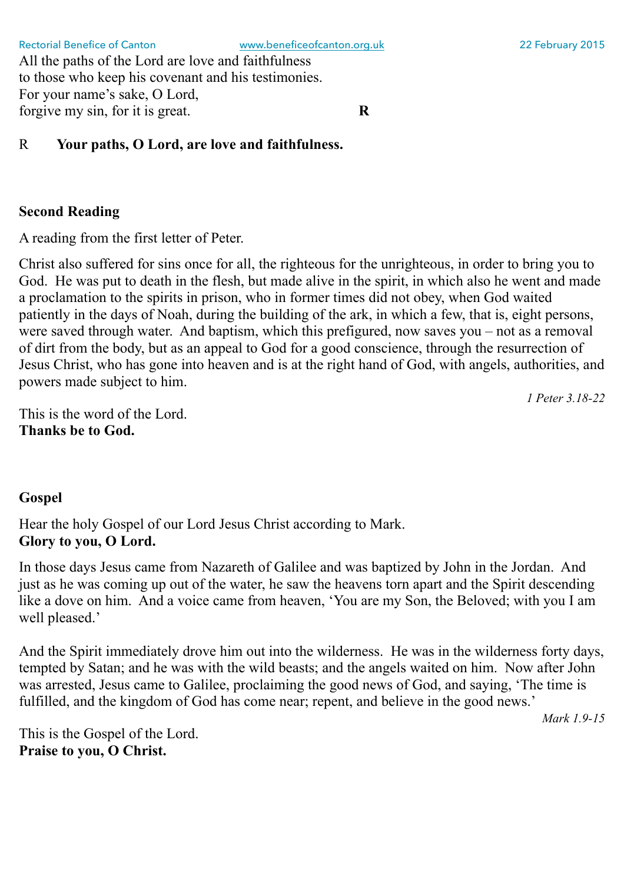All the paths of the Lord are love and faithfulness
to those who keep his covenant and his testimonies.
For your name's sake, O Lord,
forgive my sin, for it is great. **R**

R **Your paths, O Lord, are love and faithfulness.**

**Second Reading**

A reading from the first letter of Peter.

Christ also suffered for sins once for all, the righteous for the unrighteous, in order to bring you to God. He was put to death in the flesh, but made alive in the spirit, in which also he went and made a proclamation to the spirits in prison, who in former times did not obey, when God waited patiently in the days of Noah, during the building of the ark, in which a few, that is, eight persons, were saved through water. And baptism, which this prefigured, now saves you – not as a removal of dirt from the body, but as an appeal to God for a good conscience, through the resurrection of Jesus Christ, who has gone into heaven and is at the right hand of God, with angels, authorities, and powers made subject to him.

*1 Peter 3.18-22*

This is the word of the Lord.
**Thanks be to God.**

**Gospel**

Hear the holy Gospel of our Lord Jesus Christ according to Mark.
**Glory to you, O Lord.**

In those days Jesus came from Nazareth of Galilee and was baptized by John in the Jordan. And just as he was coming up out of the water, he saw the heavens torn apart and the Spirit descending like a dove on him. And a voice came from heaven, 'You are my Son, the Beloved; with you I am well pleased.'

And the Spirit immediately drove him out into the wilderness. He was in the wilderness forty days, tempted by Satan; and he was with the wild beasts; and the angels waited on him. Now after John was arrested, Jesus came to Galilee, proclaiming the good news of God, and saying, 'The time is fulfilled, and the kingdom of God has come near; repent, and believe in the good news.'

*Mark 1.9-15*

This is the Gospel of the Lord.
**Praise to you, O Christ.**